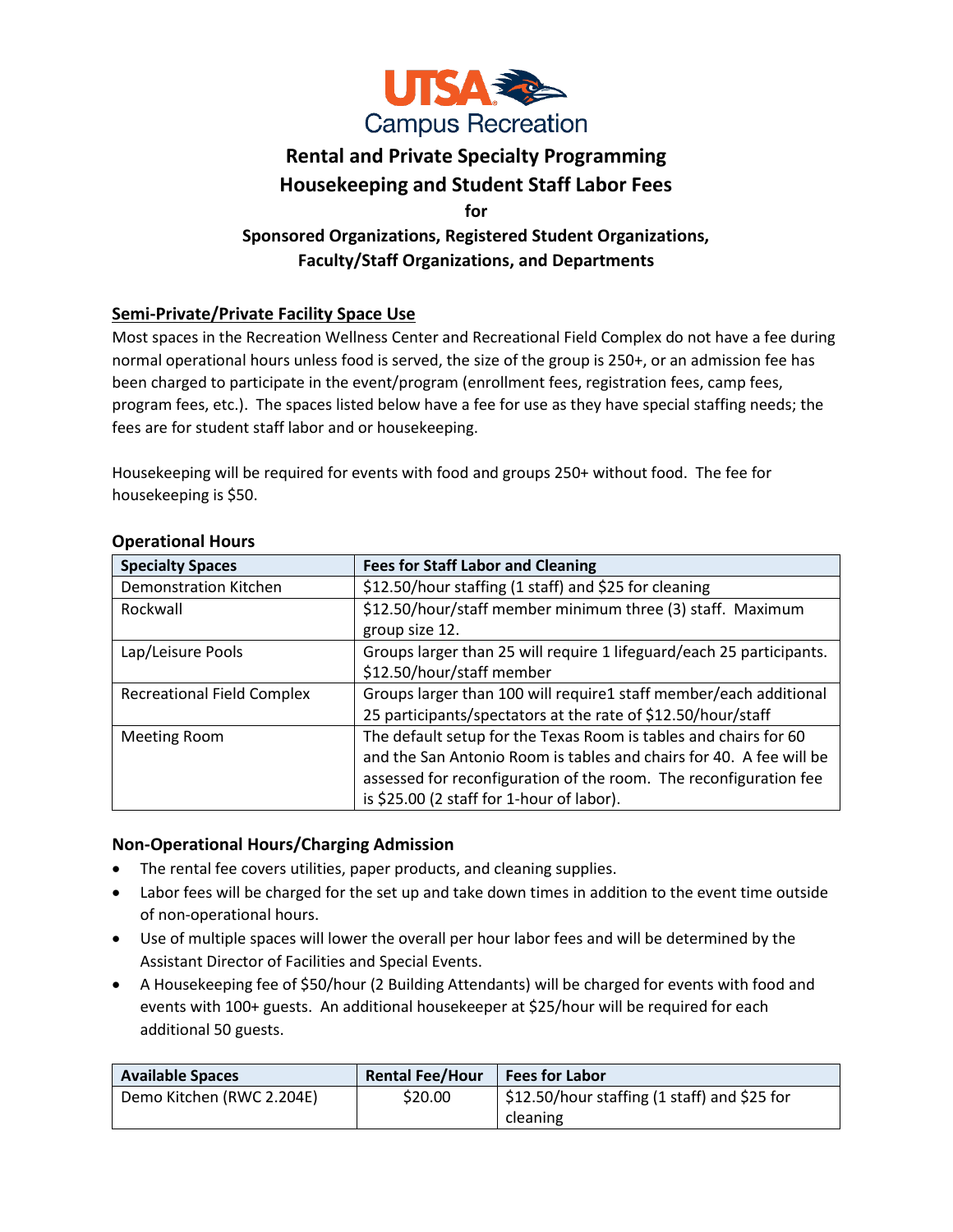UTSA Campus Recreation

# Rental and Private Specialty Programming
# Housekeeping and Student Staff Labor Fees

**for**

**Sponsored Organizations, Registered Student Organizations, Faculty/Staff Organizations, and Departments**

## Semi-Private/Private Facility Space Use

Most spaces in the Recreation Wellness Center and Recreational Field Complex do not have a fee during normal operational hours unless food is served, the size of the group is 250+, or an admission fee has been charged to participate in the event/program (enrollment fees, registration fees, camp fees, program fees, etc.). The spaces listed below have a fee for use as they have special staffing needs; the fees are for student staff labor and or housekeeping.

Housekeeping will be required for events with food and groups 250+ without food. The fee for housekeeping is $50.

### Operational Hours

| Specialty Spaces | Fees for Staff Labor and Cleaning |
| --- | --- |
| Demonstration Kitchen | $12.50/hour staffing (1 staff) and $25 for cleaning |
| Rockwall | $12.50/hour/staff member minimum three (3) staff. Maximum group size 12. |
| Lap/Leisure Pools | Groups larger than 25 will require 1 lifeguard/each 25 participants. $12.50/hour/staff member |
| Recreational Field Complex | Groups larger than 100 will require1 staff member/each additional 25 participants/spectators at the rate of $12.50/hour/staff |
| Meeting Room | The default setup for the Texas Room is tables and chairs for 60 and the San Antonio Room is tables and chairs for 40. A fee will be assessed for reconfiguration of the room. The reconfiguration fee is $25.00 (2 staff for 1-hour of labor). |

### Non-Operational Hours/Charging Admission

- The rental fee covers utilities, paper products, and cleaning supplies.
- Labor fees will be charged for the set up and take down times in addition to the event time outside of non-operational hours.
- Use of multiple spaces will lower the overall per hour labor fees and will be determined by the Assistant Director of Facilities and Special Events.
- A Housekeeping fee of $50/hour (2 Building Attendants) will be charged for events with food and events with 100+ guests. An additional housekeeper at $25/hour will be required for each additional 50 guests.

| Available Spaces | Rental Fee/Hour | Fees for Labor |
| --- | --- | --- |
| Demo Kitchen (RWC 2.204E) | $20.00 | $12.50/hour staffing (1 staff) and $25 for cleaning |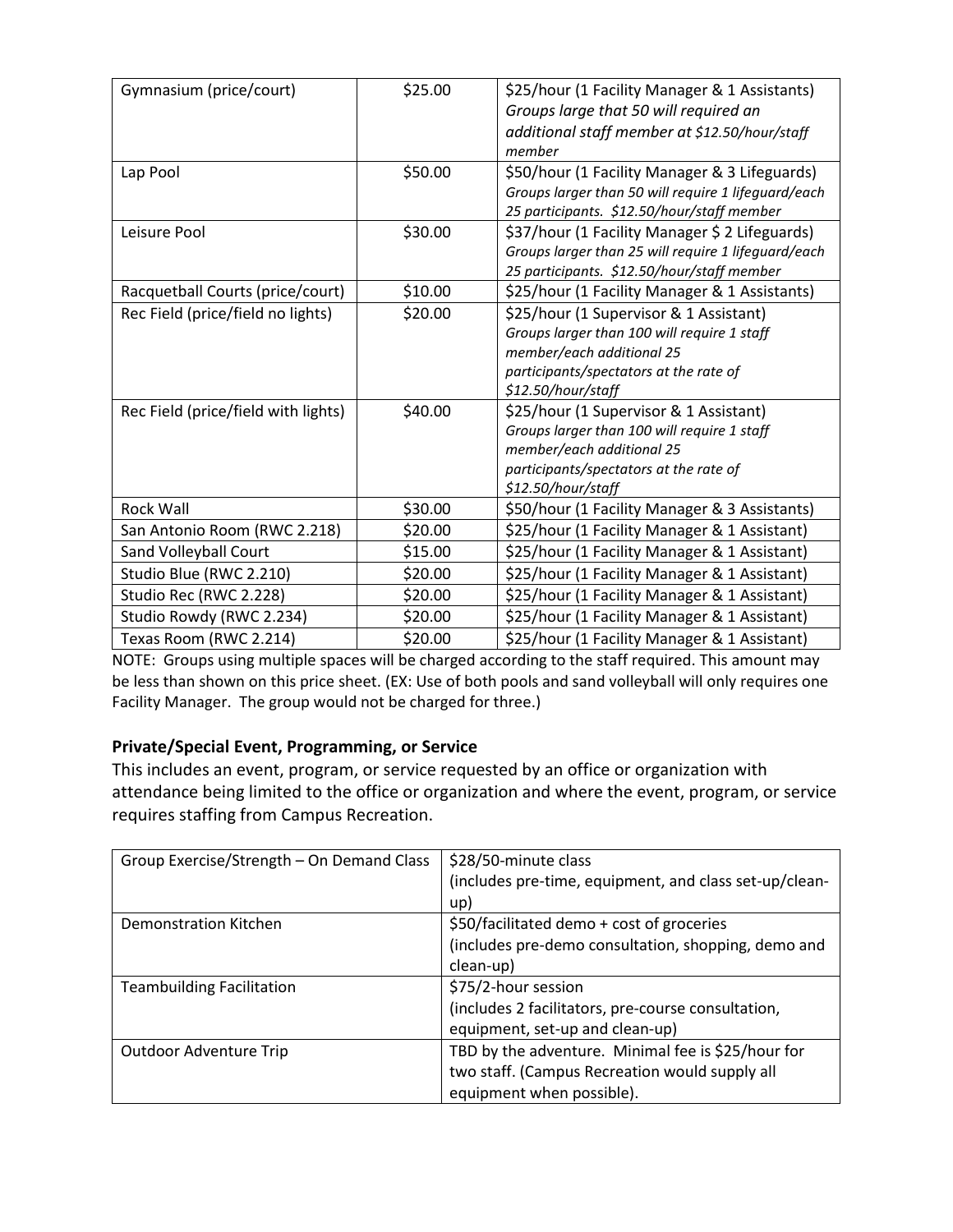| | | |
|---|---|---|
| Gymnasium (price/court) | \$25.00 | \$25/hour (1 Facility Manager & 1 Assistants)<br>*Groups large that 50 will required an additional staff member at \$12.50/hour/staff member* |
| Lap Pool | \$50.00 | \$50/hour (1 Facility Manager & 3 Lifeguards)<br>*Groups larger than 50 will require 1 lifeguard/each 25 participants. \$12.50/hour/staff member* |
| Leisure Pool | \$30.00 | \$37/hour (1 Facility Manager \$ 2 Lifeguards)<br>*Groups larger than 25 will require 1 lifeguard/each 25 participants. \$12.50/hour/staff member* |
| Racquetball Courts (price/court) | \$10.00 | \$25/hour (1 Facility Manager & 1 Assistants) |
| Rec Field (price/field no lights) | \$20.00 | \$25/hour (1 Supervisor & 1 Assistant)<br>*Groups larger than 100 will require 1 staff member/each additional 25 participants/spectators at the rate of \$12.50/hour/staff* |
| Rec Field (price/field with lights) | \$40.00 | \$25/hour (1 Supervisor & 1 Assistant)<br>*Groups larger than 100 will require 1 staff member/each additional 25 participants/spectators at the rate of \$12.50/hour/staff* |
| Rock Wall | \$30.00 | \$50/hour (1 Facility Manager & 3 Assistants) |
| San Antonio Room (RWC 2.218) | \$20.00 | \$25/hour (1 Facility Manager & 1 Assistant) |
| Sand Volleyball Court | \$15.00 | \$25/hour (1 Facility Manager & 1 Assistant) |
| Studio Blue (RWC 2.210) | \$20.00 | \$25/hour (1 Facility Manager & 1 Assistant) |
| Studio Rec (RWC 2.228) | \$20.00 | \$25/hour (1 Facility Manager & 1 Assistant) |
| Studio Rowdy (RWC 2.234) | \$20.00 | \$25/hour (1 Facility Manager & 1 Assistant) |
| Texas Room (RWC 2.214) | \$20.00 | \$25/hour (1 Facility Manager & 1 Assistant) |

NOTE: Groups using multiple spaces will be charged according to the staff required. This amount may be less than shown on this price sheet. (EX: Use of both pools and sand volleyball will only requires one Facility Manager. The group would not be charged for three.)

**Private/Special Event, Programming, or Service**

This includes an event, program, or service requested by an office or organization with attendance being limited to the office or organization and where the event, program, or service requires staffing from Campus Recreation.

| | |
|---|---|
| Group Exercise/Strength – On Demand Class | \$28/50-minute class<br>(includes pre-time, equipment, and class set-up/clean-up) |
| Demonstration Kitchen | \$50/facilitated demo + cost of groceries<br>(includes pre-demo consultation, shopping, demo and clean-up) |
| Teambuilding Facilitation | \$75/2-hour session<br>(includes 2 facilitators, pre-course consultation, equipment, set-up and clean-up) |
| Outdoor Adventure Trip | TBD by the adventure. Minimal fee is \$25/hour for two staff. (Campus Recreation would supply all equipment when possible). |